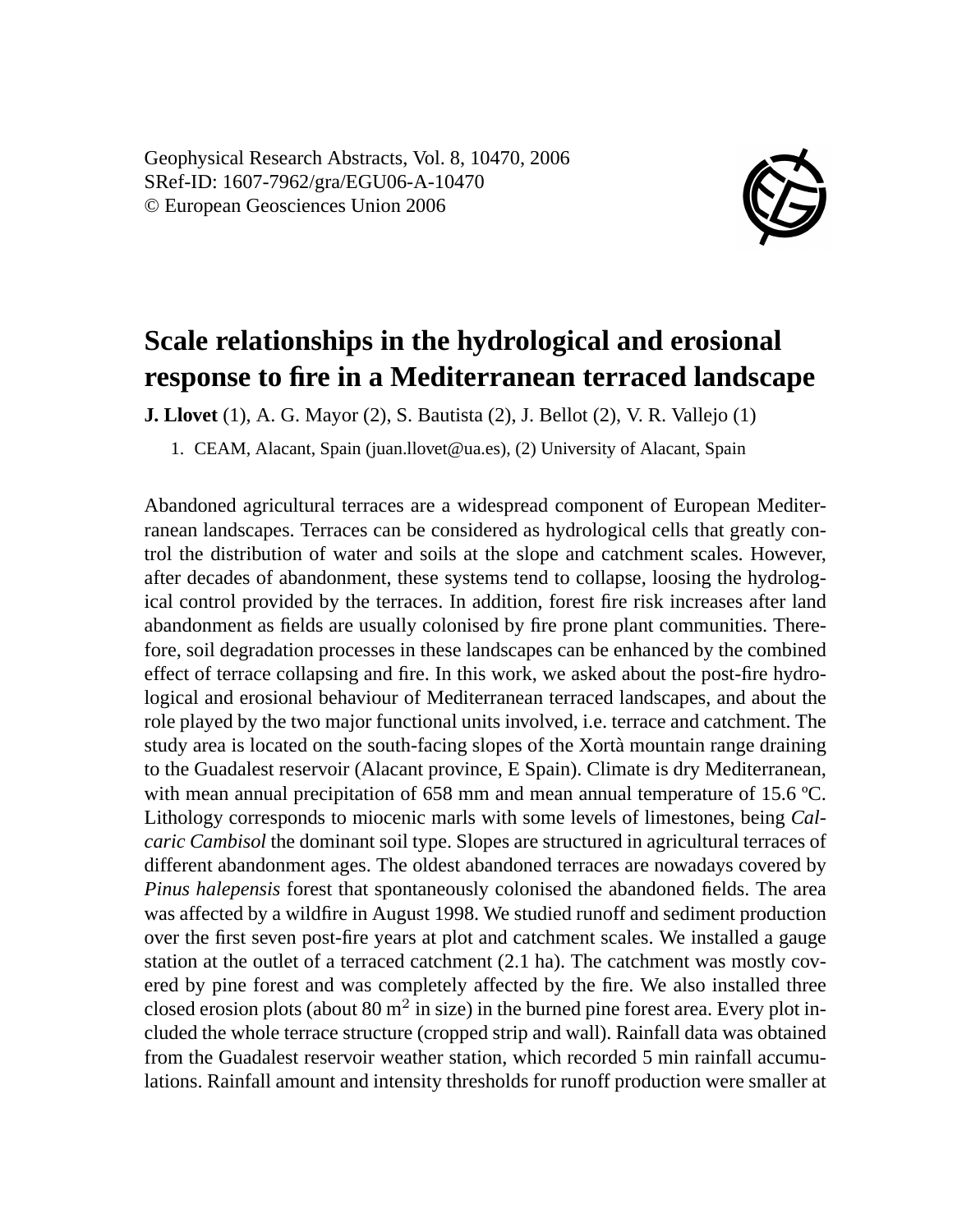Geophysical Research Abstracts, Vol. 8, 10470, 2006
SRef-ID: 1607-7962/gra/EGU06-A-10470
© European Geosciences Union 2006

# Scale relationships in the hydrological and erosional response to fire in a Mediterranean terraced landscape

**J. Llovet** (1), A. G. Mayor (2), S. Bautista (2), J. Bellot (2), V. R. Vallejo (1)

1. CEAM, Alacant, Spain (juan.llovet@ua.es), (2) University of Alacant, Spain

Abandoned agricultural terraces are a widespread component of European Mediterranean landscapes. Terraces can be considered as hydrological cells that greatly control the distribution of water and soils at the slope and catchment scales. However, after decades of abandonment, these systems tend to collapse, loosing the hydrological control provided by the terraces. In addition, forest fire risk increases after land abandonment as fields are usually colonised by fire prone plant communities. Therefore, soil degradation processes in these landscapes can be enhanced by the combined effect of terrace collapsing and fire. In this work, we asked about the post-fire hydrological and erosional behaviour of Mediterranean terraced landscapes, and about the role played by the two major functional units involved, i.e. terrace and catchment. The study area is located on the south-facing slopes of the Xortà mountain range draining to the Guadalest reservoir (Alacant province, E Spain). Climate is dry Mediterranean, with mean annual precipitation of 658 mm and mean annual temperature of 15.6 ºC. Lithology corresponds to miocenic marls with some levels of limestones, being *Calcaric Cambisol* the dominant soil type. Slopes are structured in agricultural terraces of different abandonment ages. The oldest abandoned terraces are nowadays covered by *Pinus halepensis* forest that spontaneously colonised the abandoned fields. The area was affected by a wildfire in August 1998. We studied runoff and sediment production over the first seven post-fire years at plot and catchment scales. We installed a gauge station at the outlet of a terraced catchment (2.1 ha). The catchment was mostly covered by pine forest and was completely affected by the fire. We also installed three closed erosion plots (about 80 $m^2$ in size) in the burned pine forest area. Every plot included the whole terrace structure (cropped strip and wall). Rainfall data was obtained from the Guadalest reservoir weather station, which recorded 5 min rainfall accumulations. Rainfall amount and intensity thresholds for runoff production were smaller at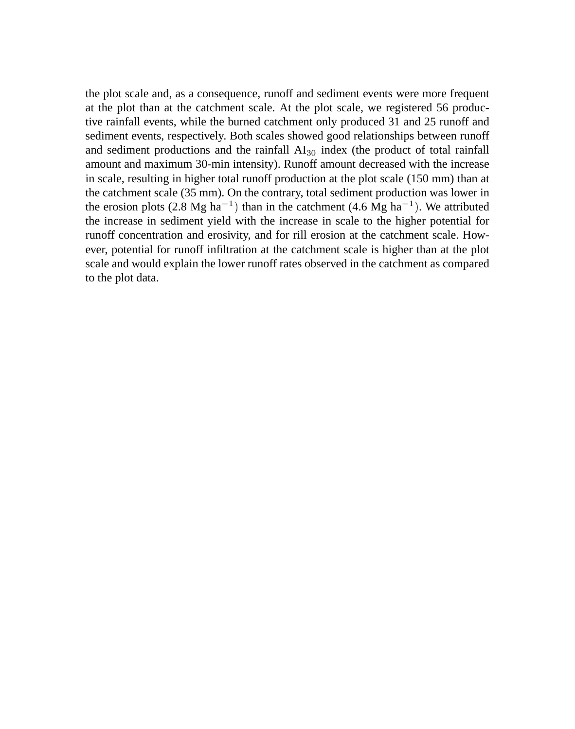the plot scale and, as a consequence, runoff and sediment events were more frequent at the plot than at the catchment scale. At the plot scale, we registered 56 productive rainfall events, while the burned catchment only produced 31 and 25 runoff and sediment events, respectively. Both scales showed good relationships between runoff and sediment productions and the rainfall $AI_{30}$ index (the product of total rainfall amount and maximum 30-min intensity). Runoff amount decreased with the increase in scale, resulting in higher total runoff production at the plot scale (150 mm) than at the catchment scale (35 mm). On the contrary, total sediment production was lower in the erosion plots (2.8 Mg ha$^{-1}$) than in the catchment (4.6 Mg ha$^{-1}$). We attributed the increase in sediment yield with the increase in scale to the higher potential for runoff concentration and erosivity, and for rill erosion at the catchment scale. However, potential for runoff infiltration at the catchment scale is higher than at the plot scale and would explain the lower runoff rates observed in the catchment as compared to the plot data.